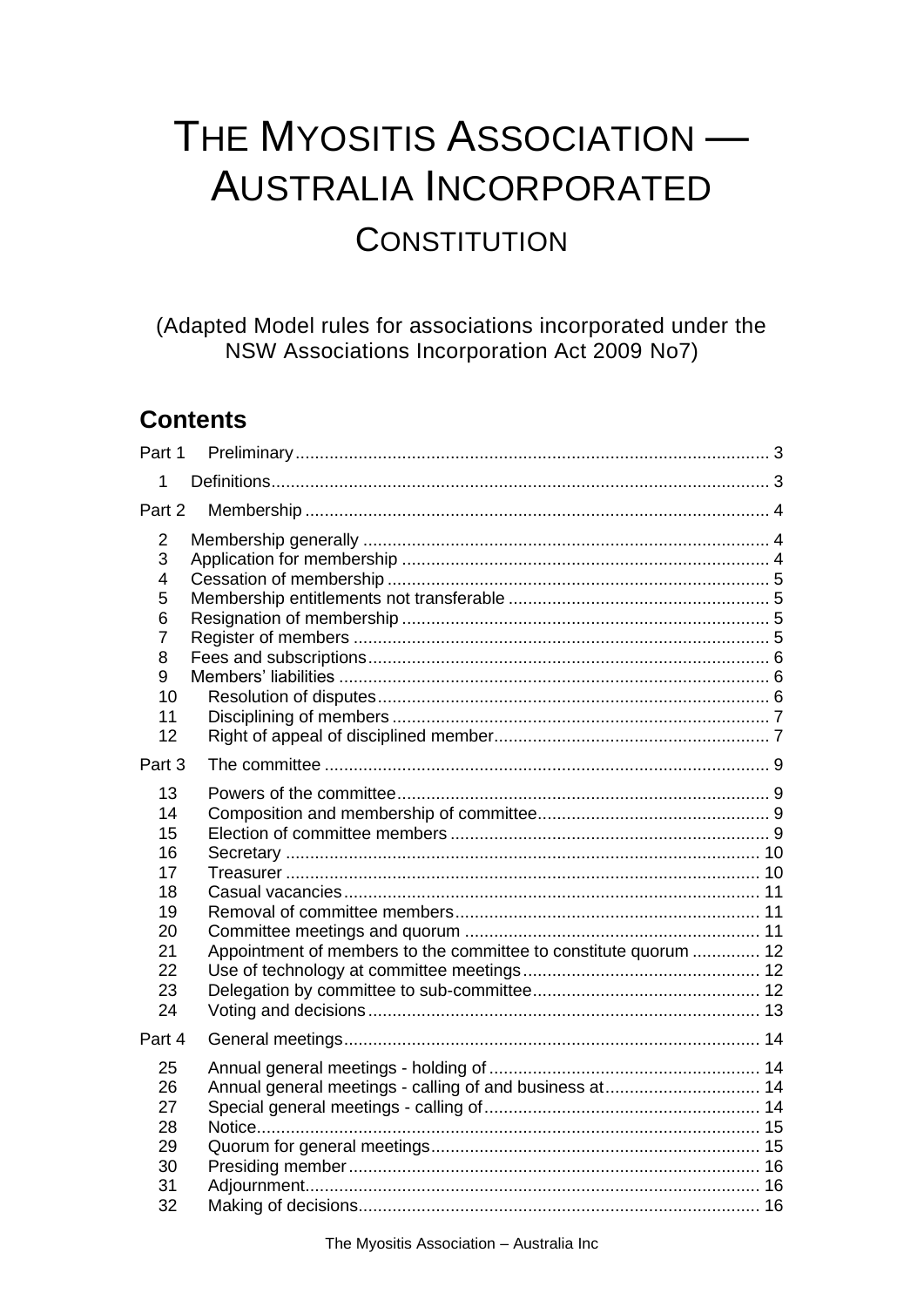# THE MYOSITIS ASSOCIATION — AUSTRALIA INCORPORATED

## CONSTITUTION

(Adapted Model rules for associations incorporated under the NSW Associations Incorporation Act 2009 No7)

## Contents

Part 1 Preliminary ..... 3

1 Definitions ..... 3

Part 2 Membership ..... 4

2 Membership generally ..... 4
3 Application for membership ..... 4
4 Cessation of membership ..... 5
5 Membership entitlements not transferable ..... 5
6 Resignation of membership ..... 5
7 Register of members ..... 5
8 Fees and subscriptions ..... 6
9 Members' liabilities ..... 6
10 Resolution of disputes ..... 6
11 Disciplining of members ..... 7
12 Right of appeal of disciplined member ..... 7

Part 3 The committee ..... 9

13 Powers of the committee ..... 9
14 Composition and membership of committee ..... 9
15 Election of committee members ..... 9
16 Secretary ..... 10
17 Treasurer ..... 10
18 Casual vacancies ..... 11
19 Removal of committee members ..... 11
20 Committee meetings and quorum ..... 11
21 Appointment of members to the committee to constitute quorum ..... 12
22 Use of technology at committee meetings ..... 12
23 Delegation by committee to sub-committee ..... 12
24 Voting and decisions ..... 13

Part 4 General meetings ..... 14

25 Annual general meetings - holding of ..... 14
26 Annual general meetings - calling of and business at ..... 14
27 Special general meetings - calling of ..... 14
28 Notice ..... 15
29 Quorum for general meetings ..... 15
30 Presiding member ..... 16
31 Adjournment ..... 16
32 Making of decisions ..... 16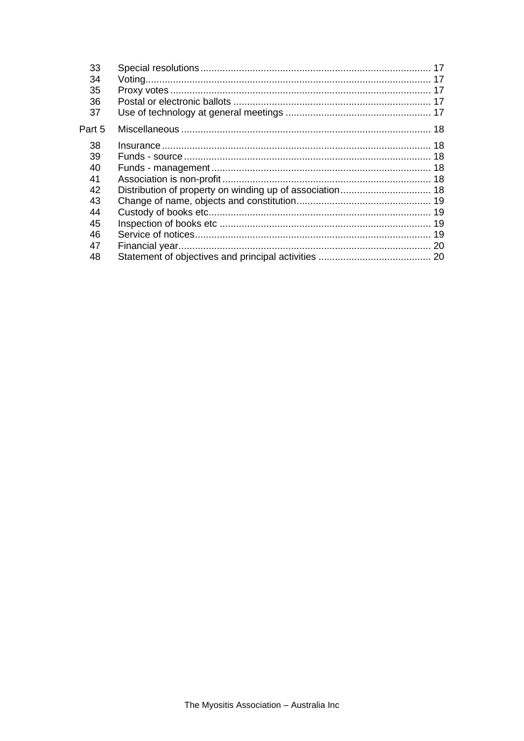| | | |
|---|---|---|
| 33 | Special resolutions | 17 |
| 34 | Voting | 17 |
| 35 | Proxy votes | 17 |
| 36 | Postal or electronic ballots | 17 |
| 37 | Use of technology at general meetings | 17 |
| Part 5 | Miscellaneous | 18 |
| 38 | Insurance | 18 |
| 39 | Funds - source | 18 |
| 40 | Funds - management | 18 |
| 41 | Association is non-profit | 18 |
| 42 | Distribution of property on winding up of association | 18 |
| 43 | Change of name, objects and constitution | 19 |
| 44 | Custody of books etc | 19 |
| 45 | Inspection of books etc | 19 |
| 46 | Service of notices | 19 |
| 47 | Financial year | 20 |
| 48 | Statement of objectives and principal activities | 20 |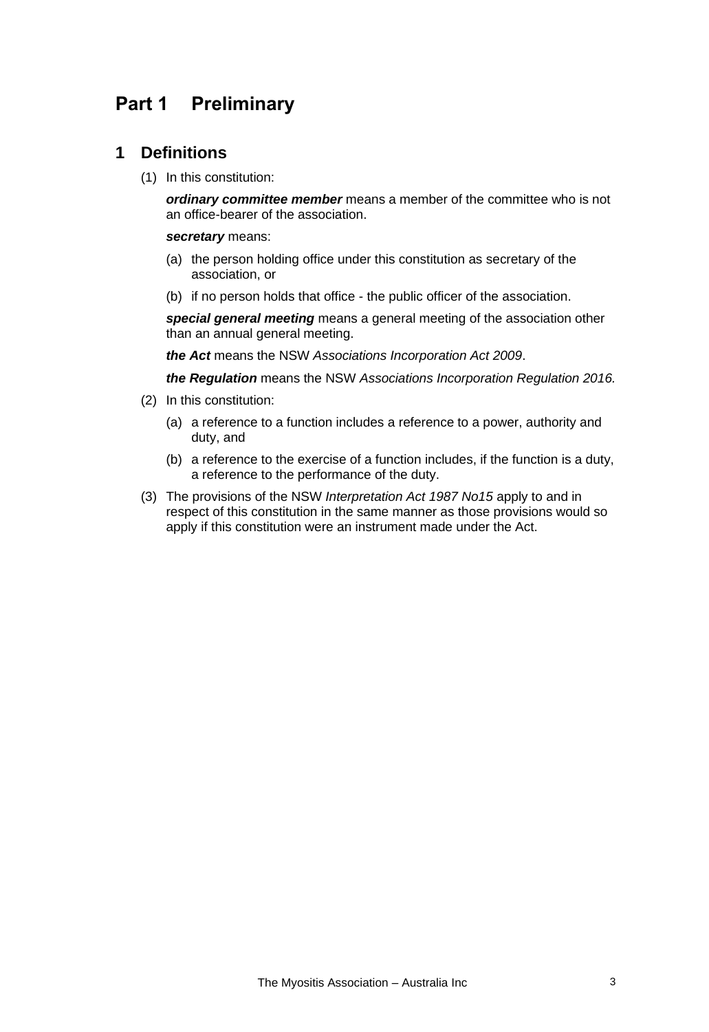# Part 1 Preliminary

## 1 Definitions

(1) In this constitution:

***ordinary committee member*** means a member of the committee who is not an office-bearer of the association.

***secretary*** means:

(a) the person holding office under this constitution as secretary of the association, or

(b) if no person holds that office - the public officer of the association.

***special general meeting*** means a general meeting of the association other than an annual general meeting.

***the Act*** means the NSW *Associations Incorporation Act 2009*.

***the Regulation*** means the NSW *Associations Incorporation Regulation 2016.*

(2) In this constitution:

(a) a reference to a function includes a reference to a power, authority and duty, and

(b) a reference to the exercise of a function includes, if the function is a duty, a reference to the performance of the duty.

(3) The provisions of the NSW *Interpretation Act 1987 No15* apply to and in respect of this constitution in the same manner as those provisions would so apply if this constitution were an instrument made under the Act.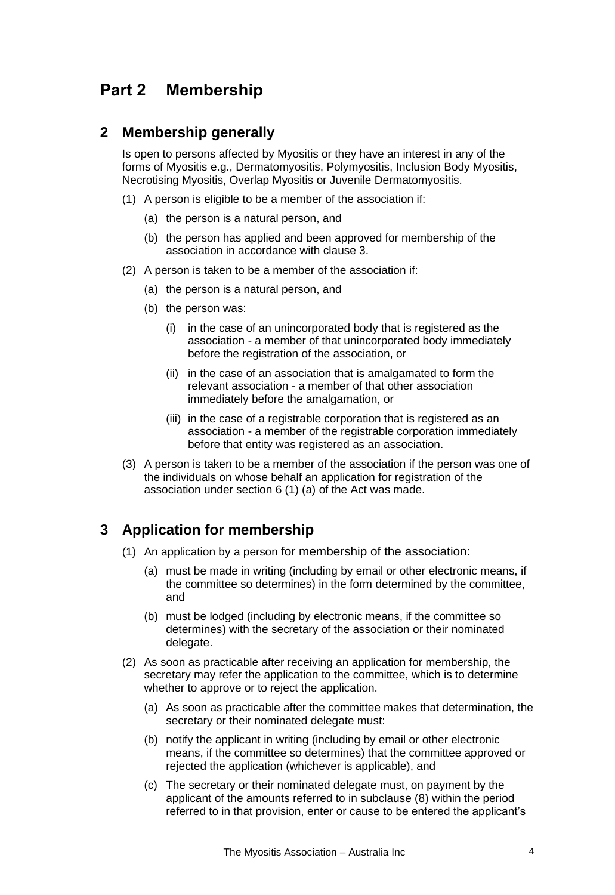# Part 2 Membership

## 2 Membership generally

Is open to persons affected by Myositis or they have an interest in any of the forms of Myositis e.g., Dermatomyositis, Polymyositis, Inclusion Body Myositis, Necrotising Myositis, Overlap Myositis or Juvenile Dermatomyositis.

(1) A person is eligible to be a member of the association if:

  (a) the person is a natural person, and

  (b) the person has applied and been approved for membership of the association in accordance with clause 3.

(2) A person is taken to be a member of the association if:

  (a) the person is a natural person, and

  (b) the person was:

    (i) in the case of an unincorporated body that is registered as the association - a member of that unincorporated body immediately before the registration of the association, or

    (ii) in the case of an association that is amalgamated to form the relevant association - a member of that other association immediately before the amalgamation, or

    (iii) in the case of a registrable corporation that is registered as an association - a member of the registrable corporation immediately before that entity was registered as an association.

(3) A person is taken to be a member of the association if the person was one of the individuals on whose behalf an application for registration of the association under section 6 (1) (a) of the Act was made.

## 3 Application for membership

(1) An application by a person for membership of the association:

  (a) must be made in writing (including by email or other electronic means, if the committee so determines) in the form determined by the committee, and

  (b) must be lodged (including by electronic means, if the committee so determines) with the secretary of the association or their nominated delegate.

(2) As soon as practicable after receiving an application for membership, the secretary may refer the application to the committee, which is to determine whether to approve or to reject the application.

  (a) As soon as practicable after the committee makes that determination, the secretary or their nominated delegate must:

  (b) notify the applicant in writing (including by email or other electronic means, if the committee so determines) that the committee approved or rejected the application (whichever is applicable), and

  (c) The secretary or their nominated delegate must, on payment by the applicant of the amounts referred to in subclause (8) within the period referred to in that provision, enter or cause to be entered the applicant's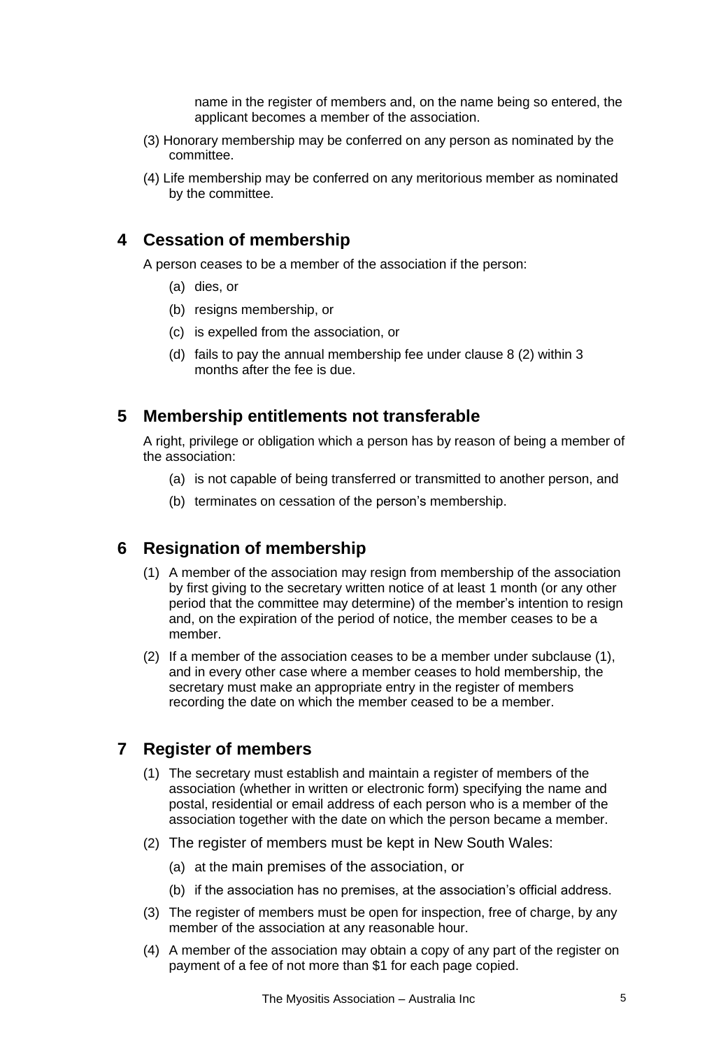name in the register of members and, on the name being so entered, the applicant becomes a member of the association.

(3) Honorary membership may be conferred on any person as nominated by the committee.

(4) Life membership may be conferred on any meritorious member as nominated by the committee.

## 4 Cessation of membership

A person ceases to be a member of the association if the person:

(a) dies, or

(b) resigns membership, or

(c) is expelled from the association, or

(d) fails to pay the annual membership fee under clause 8 (2) within 3 months after the fee is due.

## 5 Membership entitlements not transferable

A right, privilege or obligation which a person has by reason of being a member of the association:

(a) is not capable of being transferred or transmitted to another person, and

(b) terminates on cessation of the person's membership.

## 6 Resignation of membership

(1) A member of the association may resign from membership of the association by first giving to the secretary written notice of at least 1 month (or any other period that the committee may determine) of the member's intention to resign and, on the expiration of the period of notice, the member ceases to be a member.

(2) If a member of the association ceases to be a member under subclause (1), and in every other case where a member ceases to hold membership, the secretary must make an appropriate entry in the register of members recording the date on which the member ceased to be a member.

## 7 Register of members

(1) The secretary must establish and maintain a register of members of the association (whether in written or electronic form) specifying the name and postal, residential or email address of each person who is a member of the association together with the date on which the person became a member.

(2) The register of members must be kept in New South Wales:

(a) at the main premises of the association, or

(b) if the association has no premises, at the association's official address.

(3) The register of members must be open for inspection, free of charge, by any member of the association at any reasonable hour.

(4) A member of the association may obtain a copy of any part of the register on payment of a fee of not more than $1 for each page copied.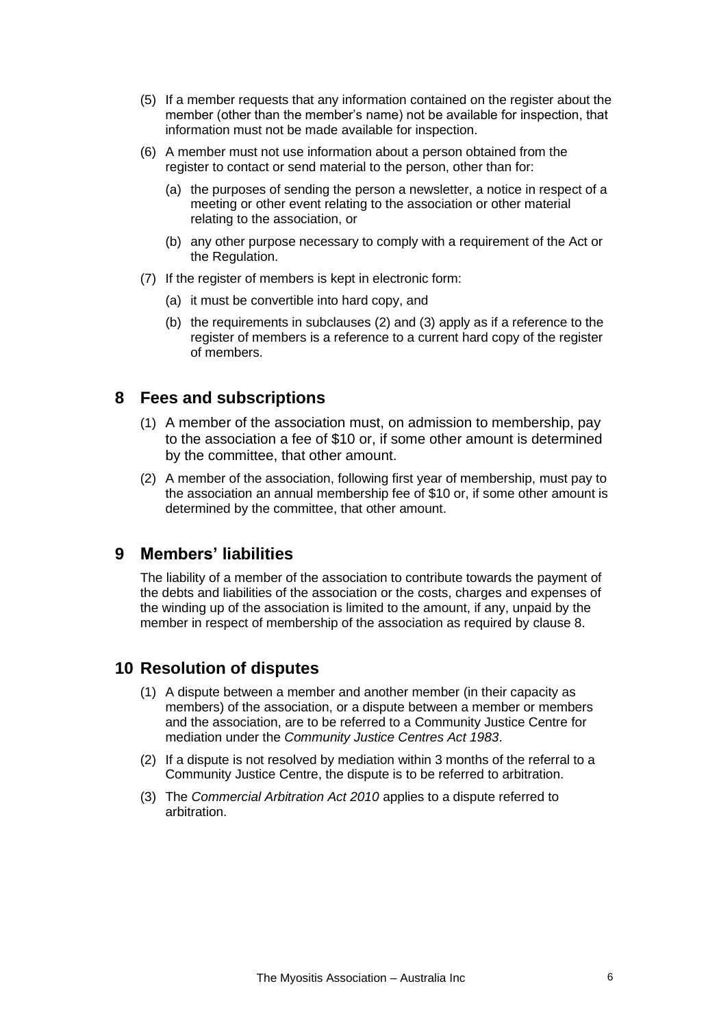(5) If a member requests that any information contained on the register about the member (other than the member's name) not be available for inspection, that information must not be made available for inspection.

(6) A member must not use information about a person obtained from the register to contact or send material to the person, other than for:

   (a) the purposes of sending the person a newsletter, a notice in respect of a meeting or other event relating to the association or other material relating to the association, or

   (b) any other purpose necessary to comply with a requirement of the Act or the Regulation.

(7) If the register of members is kept in electronic form:

   (a) it must be convertible into hard copy, and

   (b) the requirements in subclauses (2) and (3) apply as if a reference to the register of members is a reference to a current hard copy of the register of members.

## 8 Fees and subscriptions

(1) A member of the association must, on admission to membership, pay to the association a fee of $10 or, if some other amount is determined by the committee, that other amount.

(2) A member of the association, following first year of membership, must pay to the association an annual membership fee of $10 or, if some other amount is determined by the committee, that other amount.

## 9 Members' liabilities

The liability of a member of the association to contribute towards the payment of the debts and liabilities of the association or the costs, charges and expenses of the winding up of the association is limited to the amount, if any, unpaid by the member in respect of membership of the association as required by clause 8.

## 10 Resolution of disputes

(1) A dispute between a member and another member (in their capacity as members) of the association, or a dispute between a member or members and the association, are to be referred to a Community Justice Centre for mediation under the *Community Justice Centres Act 1983*.

(2) If a dispute is not resolved by mediation within 3 months of the referral to a Community Justice Centre, the dispute is to be referred to arbitration.

(3) The *Commercial Arbitration Act 2010* applies to a dispute referred to arbitration.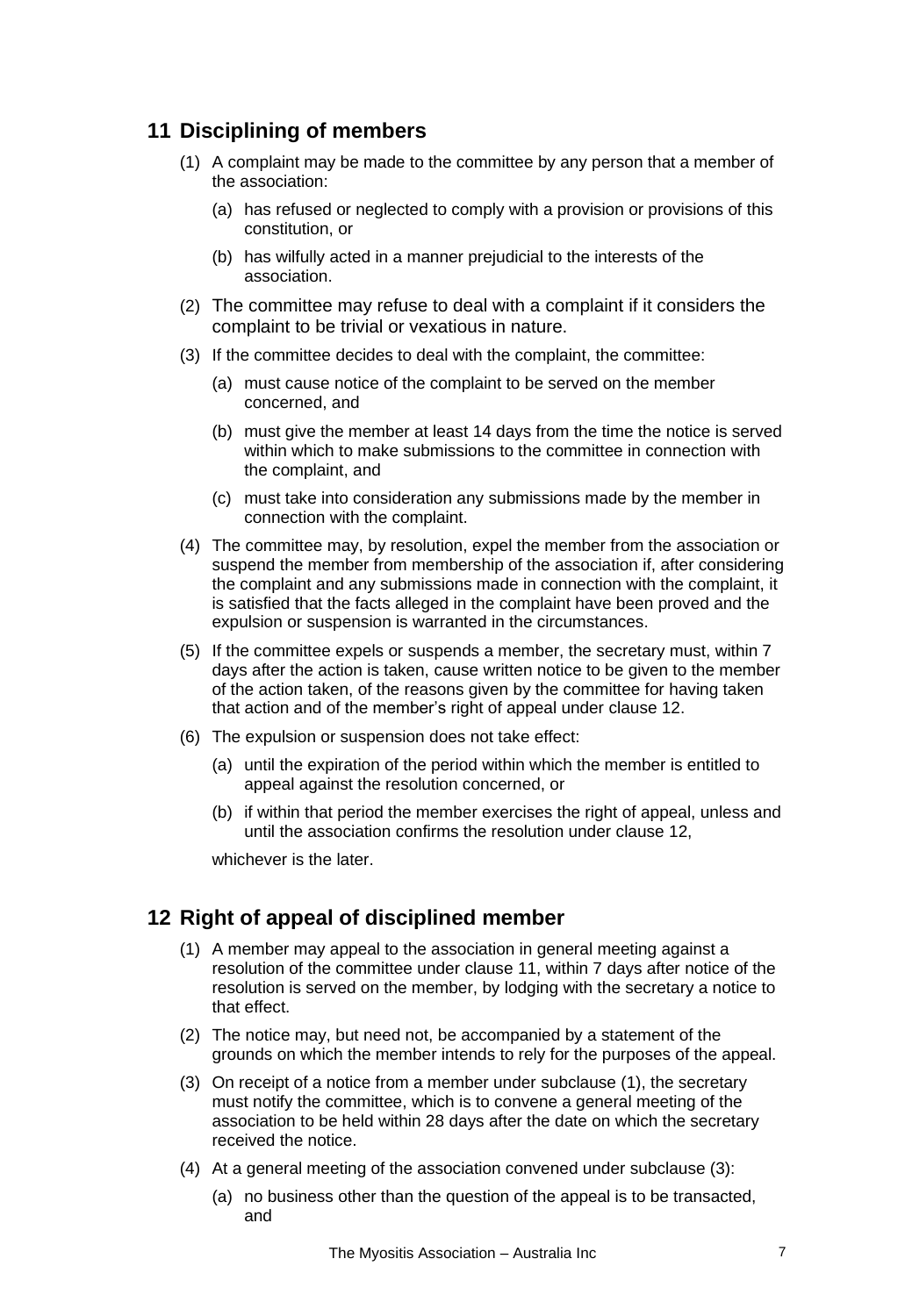## 11 Disciplining of members

(1) A complaint may be made to the committee by any person that a member of the association:

(a) has refused or neglected to comply with a provision or provisions of this constitution, or

(b) has wilfully acted in a manner prejudicial to the interests of the association.

(2) The committee may refuse to deal with a complaint if it considers the complaint to be trivial or vexatious in nature.

(3) If the committee decides to deal with the complaint, the committee:

(a) must cause notice of the complaint to be served on the member concerned, and

(b) must give the member at least 14 days from the time the notice is served within which to make submissions to the committee in connection with the complaint, and

(c) must take into consideration any submissions made by the member in connection with the complaint.

(4) The committee may, by resolution, expel the member from the association or suspend the member from membership of the association if, after considering the complaint and any submissions made in connection with the complaint, it is satisfied that the facts alleged in the complaint have been proved and the expulsion or suspension is warranted in the circumstances.

(5) If the committee expels or suspends a member, the secretary must, within 7 days after the action is taken, cause written notice to be given to the member of the action taken, of the reasons given by the committee for having taken that action and of the member's right of appeal under clause 12.

(6) The expulsion or suspension does not take effect:

(a) until the expiration of the period within which the member is entitled to appeal against the resolution concerned, or

(b) if within that period the member exercises the right of appeal, unless and until the association confirms the resolution under clause 12,

whichever is the later.

## 12 Right of appeal of disciplined member

(1) A member may appeal to the association in general meeting against a resolution of the committee under clause 11, within 7 days after notice of the resolution is served on the member, by lodging with the secretary a notice to that effect.

(2) The notice may, but need not, be accompanied by a statement of the grounds on which the member intends to rely for the purposes of the appeal.

(3) On receipt of a notice from a member under subclause (1), the secretary must notify the committee, which is to convene a general meeting of the association to be held within 28 days after the date on which the secretary received the notice.

(4) At a general meeting of the association convened under subclause (3):

(a) no business other than the question of the appeal is to be transacted, and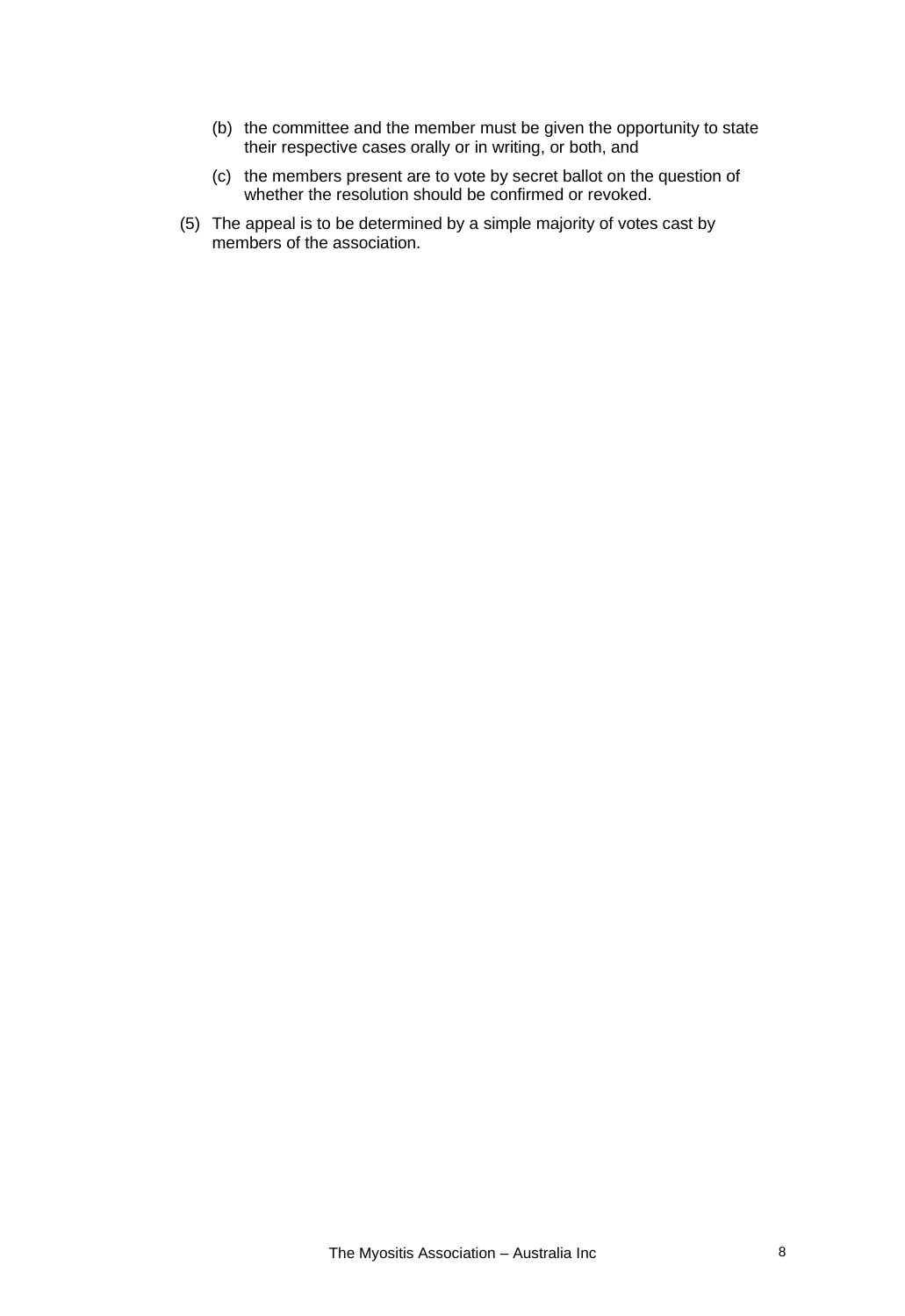(b) the committee and the member must be given the opportunity to state their respective cases orally or in writing, or both, and

(c) the members present are to vote by secret ballot on the question of whether the resolution should be confirmed or revoked.

(5) The appeal is to be determined by a simple majority of votes cast by members of the association.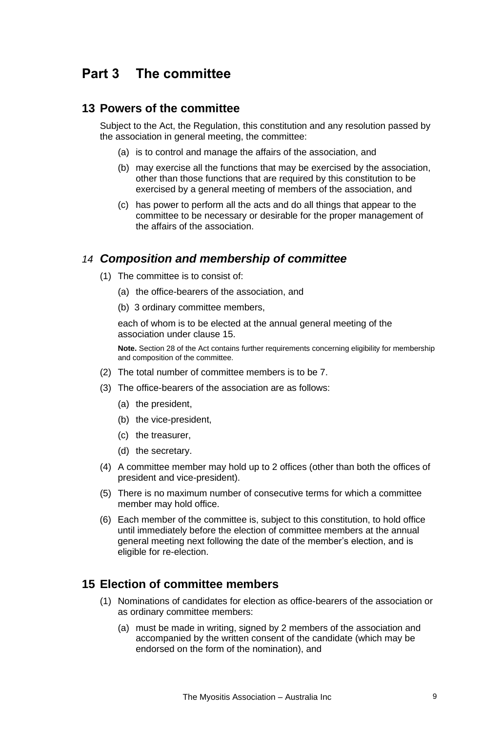# Part 3 The committee

## 13 Powers of the committee

Subject to the Act, the Regulation, this constitution and any resolution passed by the association in general meeting, the committee:

- (a) is to control and manage the affairs of the association, and
- (b) may exercise all the functions that may be exercised by the association, other than those functions that are required by this constitution to be exercised by a general meeting of members of the association, and
- (c) has power to perform all the acts and do all things that appear to the committee to be necessary or desirable for the proper management of the affairs of the association.

## *14 Composition and membership of committee*

(1) The committee is to consist of:

- (a) the office-bearers of the association, and
- (b) 3 ordinary committee members,

each of whom is to be elected at the annual general meeting of the association under clause 15.

**Note.** Section 28 of the Act contains further requirements concerning eligibility for membership and composition of the committee.

(2) The total number of committee members is to be 7.

(3) The office-bearers of the association are as follows:

- (a) the president,
- (b) the vice-president,
- (c) the treasurer,
- (d) the secretary.

(4) A committee member may hold up to 2 offices (other than both the offices of president and vice-president).

(5) There is no maximum number of consecutive terms for which a committee member may hold office.

(6) Each member of the committee is, subject to this constitution, to hold office until immediately before the election of committee members at the annual general meeting next following the date of the member's election, and is eligible for re-election.

## 15 Election of committee members

(1) Nominations of candidates for election as office-bearers of the association or as ordinary committee members:

- (a) must be made in writing, signed by 2 members of the association and accompanied by the written consent of the candidate (which may be endorsed on the form of the nomination), and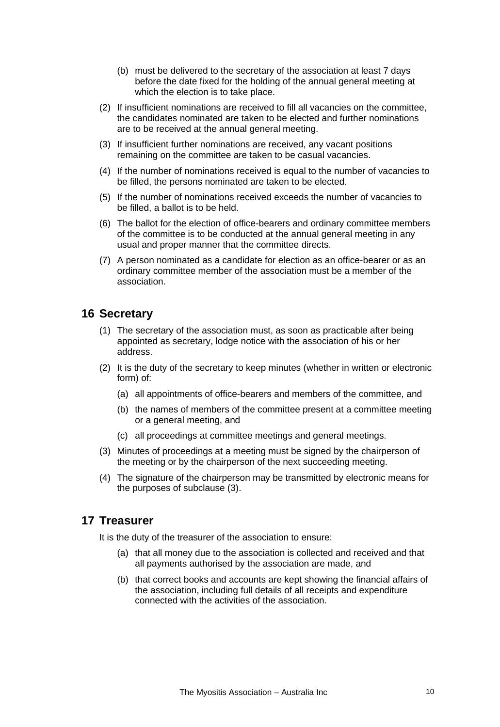(b) must be delivered to the secretary of the association at least 7 days before the date fixed for the holding of the annual general meeting at which the election is to take place.

(2) If insufficient nominations are received to fill all vacancies on the committee, the candidates nominated are taken to be elected and further nominations are to be received at the annual general meeting.

(3) If insufficient further nominations are received, any vacant positions remaining on the committee are taken to be casual vacancies.

(4) If the number of nominations received is equal to the number of vacancies to be filled, the persons nominated are taken to be elected.

(5) If the number of nominations received exceeds the number of vacancies to be filled, a ballot is to be held.

(6) The ballot for the election of office-bearers and ordinary committee members of the committee is to be conducted at the annual general meeting in any usual and proper manner that the committee directs.

(7) A person nominated as a candidate for election as an office-bearer or as an ordinary committee member of the association must be a member of the association.

## 16 Secretary

(1) The secretary of the association must, as soon as practicable after being appointed as secretary, lodge notice with the association of his or her address.

(2) It is the duty of the secretary to keep minutes (whether in written or electronic form) of:

(a) all appointments of office-bearers and members of the committee, and

(b) the names of members of the committee present at a committee meeting or a general meeting, and

(c) all proceedings at committee meetings and general meetings.

(3) Minutes of proceedings at a meeting must be signed by the chairperson of the meeting or by the chairperson of the next succeeding meeting.

(4) The signature of the chairperson may be transmitted by electronic means for the purposes of subclause (3).

## 17 Treasurer

It is the duty of the treasurer of the association to ensure:

(a) that all money due to the association is collected and received and that all payments authorised by the association are made, and

(b) that correct books and accounts are kept showing the financial affairs of the association, including full details of all receipts and expenditure connected with the activities of the association.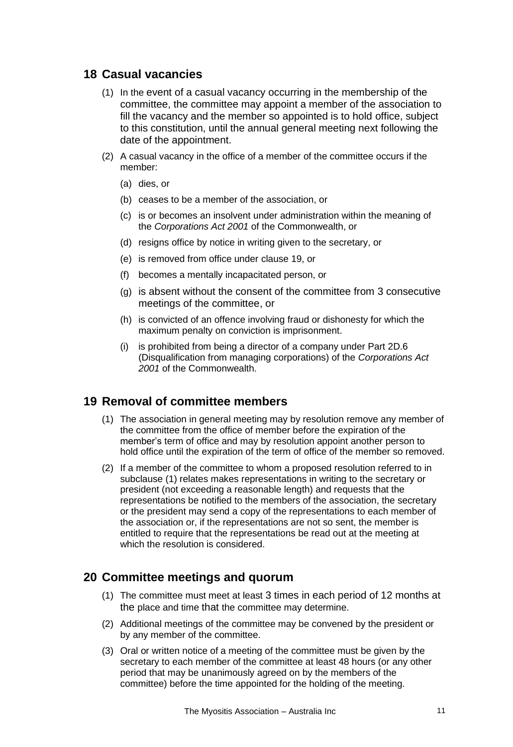## 18 Casual vacancies

(1) In the event of a casual vacancy occurring in the membership of the committee, the committee may appoint a member of the association to fill the vacancy and the member so appointed is to hold office, subject to this constitution, until the annual general meeting next following the date of the appointment.

(2) A casual vacancy in the office of a member of the committee occurs if the member:

(a) dies, or

(b) ceases to be a member of the association, or

(c) is or becomes an insolvent under administration within the meaning of the *Corporations Act 2001* of the Commonwealth, or

(d) resigns office by notice in writing given to the secretary, or

(e) is removed from office under clause 19, or

(f) becomes a mentally incapacitated person, or

(g) is absent without the consent of the committee from 3 consecutive meetings of the committee, or

(h) is convicted of an offence involving fraud or dishonesty for which the maximum penalty on conviction is imprisonment.

(i) is prohibited from being a director of a company under Part 2D.6 (Disqualification from managing corporations) of the *Corporations Act 2001* of the Commonwealth.

## 19 Removal of committee members

(1) The association in general meeting may by resolution remove any member of the committee from the office of member before the expiration of the member's term of office and may by resolution appoint another person to hold office until the expiration of the term of office of the member so removed.

(2) If a member of the committee to whom a proposed resolution referred to in subclause (1) relates makes representations in writing to the secretary or president (not exceeding a reasonable length) and requests that the representations be notified to the members of the association, the secretary or the president may send a copy of the representations to each member of the association or, if the representations are not so sent, the member is entitled to require that the representations be read out at the meeting at which the resolution is considered.

## 20 Committee meetings and quorum

(1) The committee must meet at least 3 times in each period of 12 months at the place and time that the committee may determine.

(2) Additional meetings of the committee may be convened by the president or by any member of the committee.

(3) Oral or written notice of a meeting of the committee must be given by the secretary to each member of the committee at least 48 hours (or any other period that may be unanimously agreed on by the members of the committee) before the time appointed for the holding of the meeting.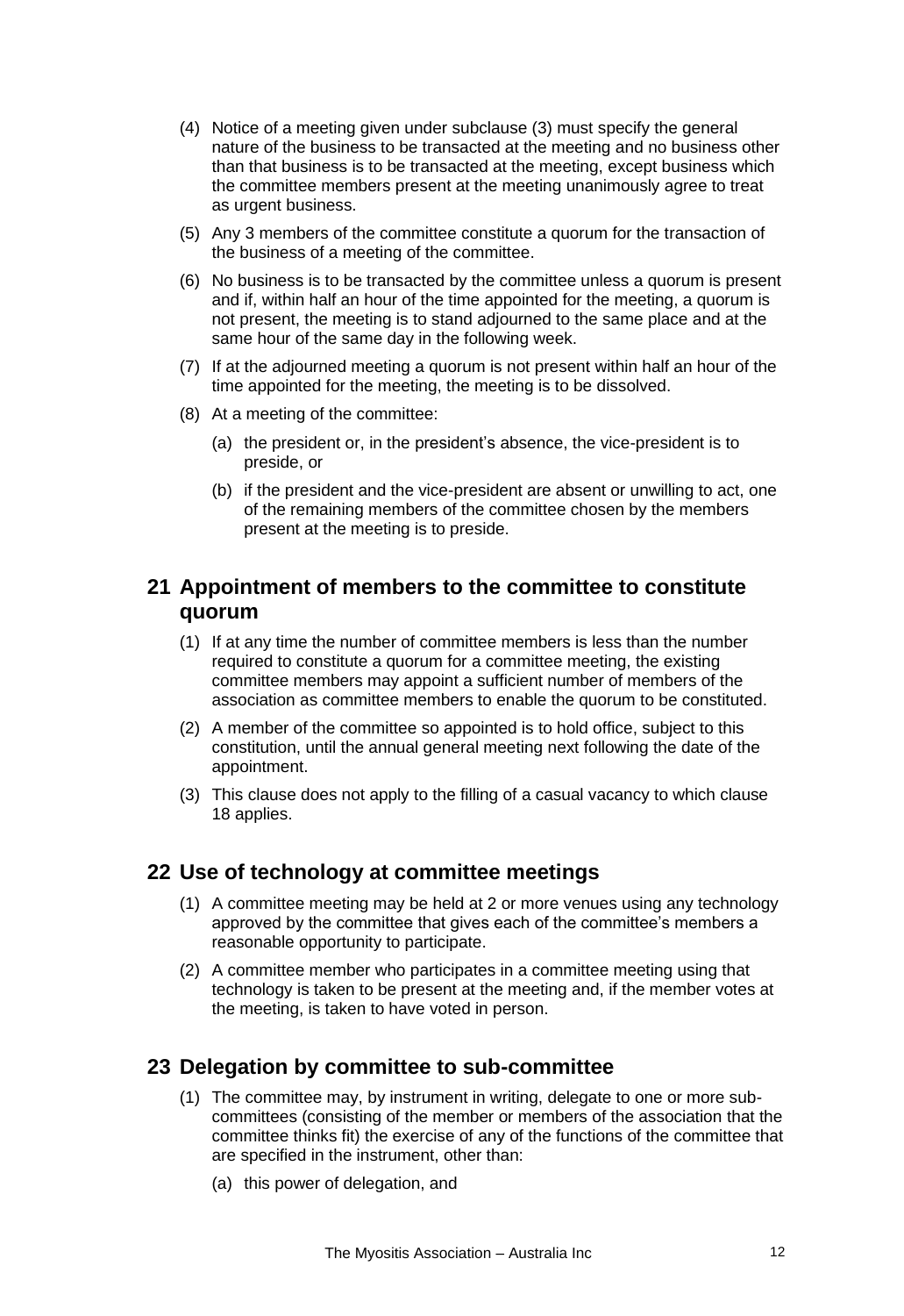(4) Notice of a meeting given under subclause (3) must specify the general nature of the business to be transacted at the meeting and no business other than that business is to be transacted at the meeting, except business which the committee members present at the meeting unanimously agree to treat as urgent business.

(5) Any 3 members of the committee constitute a quorum for the transaction of the business of a meeting of the committee.

(6) No business is to be transacted by the committee unless a quorum is present and if, within half an hour of the time appointed for the meeting, a quorum is not present, the meeting is to stand adjourned to the same place and at the same hour of the same day in the following week.

(7) If at the adjourned meeting a quorum is not present within half an hour of the time appointed for the meeting, the meeting is to be dissolved.

(8) At a meeting of the committee:

- (a) the president or, in the president's absence, the vice-president is to preside, or
- (b) if the president and the vice-president are absent or unwilling to act, one of the remaining members of the committee chosen by the members present at the meeting is to preside.

## 21 Appointment of members to the committee to constitute quorum

(1) If at any time the number of committee members is less than the number required to constitute a quorum for a committee meeting, the existing committee members may appoint a sufficient number of members of the association as committee members to enable the quorum to be constituted.

(2) A member of the committee so appointed is to hold office, subject to this constitution, until the annual general meeting next following the date of the appointment.

(3) This clause does not apply to the filling of a casual vacancy to which clause 18 applies.

## 22 Use of technology at committee meetings

(1) A committee meeting may be held at 2 or more venues using any technology approved by the committee that gives each of the committee's members a reasonable opportunity to participate.

(2) A committee member who participates in a committee meeting using that technology is taken to be present at the meeting and, if the member votes at the meeting, is taken to have voted in person.

## 23 Delegation by committee to sub-committee

(1) The committee may, by instrument in writing, delegate to one or more sub-committees (consisting of the member or members of the association that the committee thinks fit) the exercise of any of the functions of the committee that are specified in the instrument, other than:

- (a) this power of delegation, and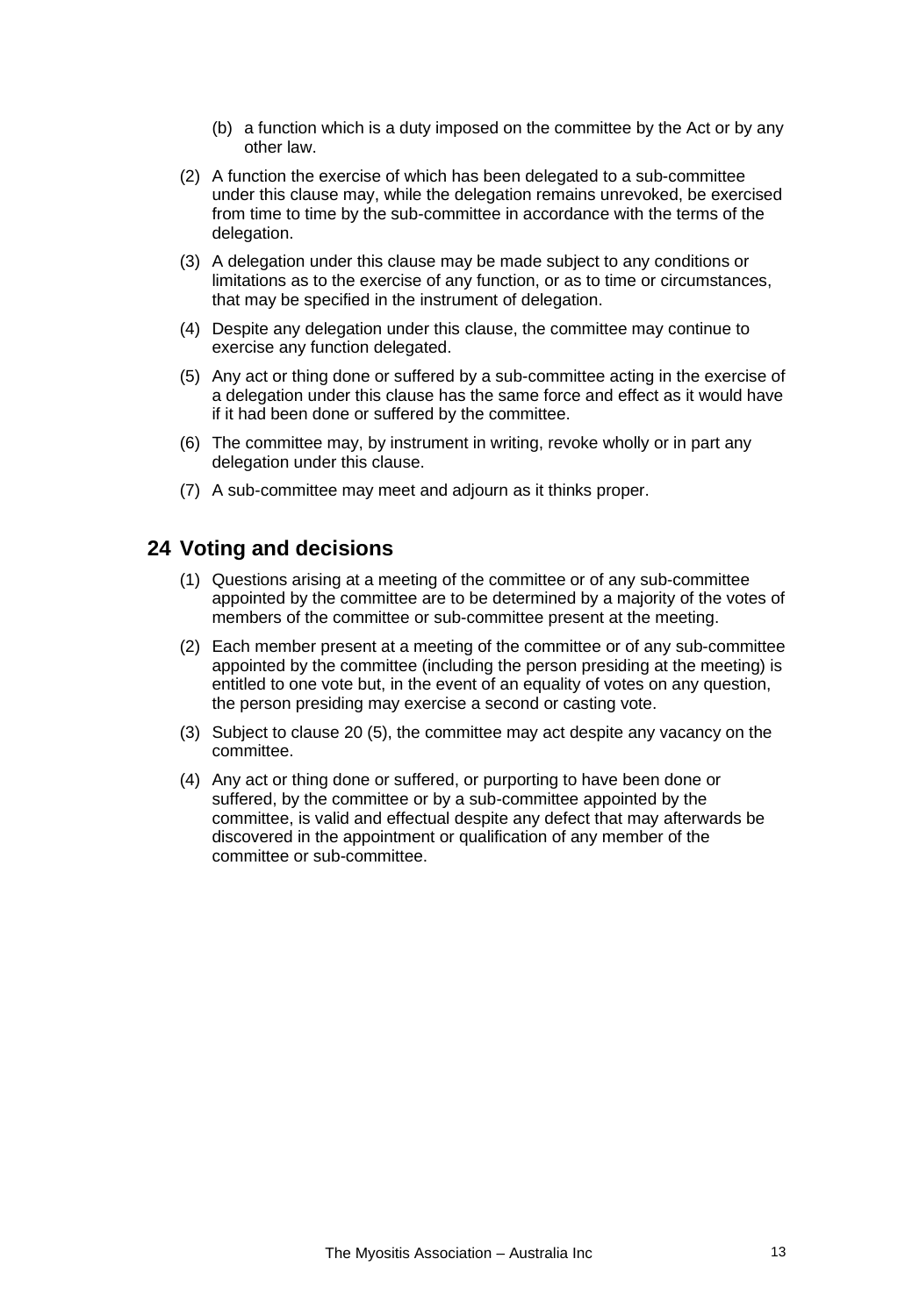(b) a function which is a duty imposed on the committee by the Act or by any other law.

(2) A function the exercise of which has been delegated to a sub-committee under this clause may, while the delegation remains unrevoked, be exercised from time to time by the sub-committee in accordance with the terms of the delegation.

(3) A delegation under this clause may be made subject to any conditions or limitations as to the exercise of any function, or as to time or circumstances, that may be specified in the instrument of delegation.

(4) Despite any delegation under this clause, the committee may continue to exercise any function delegated.

(5) Any act or thing done or suffered by a sub-committee acting in the exercise of a delegation under this clause has the same force and effect as it would have if it had been done or suffered by the committee.

(6) The committee may, by instrument in writing, revoke wholly or in part any delegation under this clause.

(7) A sub-committee may meet and adjourn as it thinks proper.

## 24 Voting and decisions

(1) Questions arising at a meeting of the committee or of any sub-committee appointed by the committee are to be determined by a majority of the votes of members of the committee or sub-committee present at the meeting.

(2) Each member present at a meeting of the committee or of any sub-committee appointed by the committee (including the person presiding at the meeting) is entitled to one vote but, in the event of an equality of votes on any question, the person presiding may exercise a second or casting vote.

(3) Subject to clause 20 (5), the committee may act despite any vacancy on the committee.

(4) Any act or thing done or suffered, or purporting to have been done or suffered, by the committee or by a sub-committee appointed by the committee, is valid and effectual despite any defect that may afterwards be discovered in the appointment or qualification of any member of the committee or sub-committee.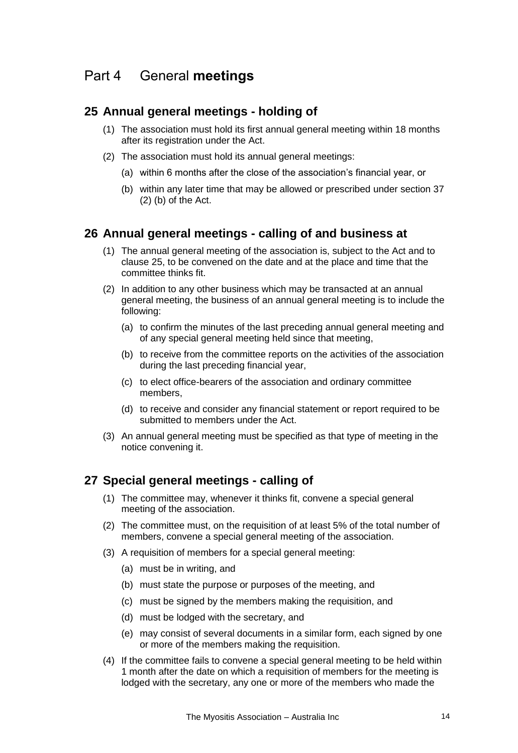# Part 4 General **meetings**

## 25 Annual general meetings - holding of

(1) The association must hold its first annual general meeting within 18 months after its registration under the Act.

(2) The association must hold its annual general meetings:

(a) within 6 months after the close of the association's financial year, or

(b) within any later time that may be allowed or prescribed under section 37 (2) (b) of the Act.

## 26 Annual general meetings - calling of and business at

(1) The annual general meeting of the association is, subject to the Act and to clause 25, to be convened on the date and at the place and time that the committee thinks fit.

(2) In addition to any other business which may be transacted at an annual general meeting, the business of an annual general meeting is to include the following:

(a) to confirm the minutes of the last preceding annual general meeting and of any special general meeting held since that meeting,

(b) to receive from the committee reports on the activities of the association during the last preceding financial year,

(c) to elect office-bearers of the association and ordinary committee members,

(d) to receive and consider any financial statement or report required to be submitted to members under the Act.

(3) An annual general meeting must be specified as that type of meeting in the notice convening it.

## 27 Special general meetings - calling of

(1) The committee may, whenever it thinks fit, convene a special general meeting of the association.

(2) The committee must, on the requisition of at least 5% of the total number of members, convene a special general meeting of the association.

(3) A requisition of members for a special general meeting:

(a) must be in writing, and

(b) must state the purpose or purposes of the meeting, and

(c) must be signed by the members making the requisition, and

(d) must be lodged with the secretary, and

(e) may consist of several documents in a similar form, each signed by one or more of the members making the requisition.

(4) If the committee fails to convene a special general meeting to be held within 1 month after the date on which a requisition of members for the meeting is lodged with the secretary, any one or more of the members who made the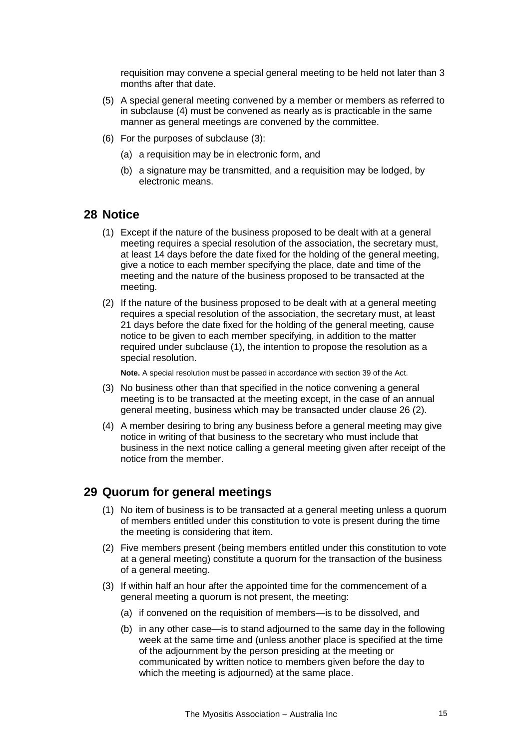requisition may convene a special general meeting to be held not later than 3 months after that date.

(5) A special general meeting convened by a member or members as referred to in subclause (4) must be convened as nearly as is practicable in the same manner as general meetings are convened by the committee.

(6) For the purposes of subclause (3):

(a) a requisition may be in electronic form, and

(b) a signature may be transmitted, and a requisition may be lodged, by electronic means.

## 28 Notice

(1) Except if the nature of the business proposed to be dealt with at a general meeting requires a special resolution of the association, the secretary must, at least 14 days before the date fixed for the holding of the general meeting, give a notice to each member specifying the place, date and time of the meeting and the nature of the business proposed to be transacted at the meeting.

(2) If the nature of the business proposed to be dealt with at a general meeting requires a special resolution of the association, the secretary must, at least 21 days before the date fixed for the holding of the general meeting, cause notice to be given to each member specifying, in addition to the matter required under subclause (1), the intention to propose the resolution as a special resolution.

**Note.** A special resolution must be passed in accordance with section 39 of the Act.

(3) No business other than that specified in the notice convening a general meeting is to be transacted at the meeting except, in the case of an annual general meeting, business which may be transacted under clause 26 (2).

(4) A member desiring to bring any business before a general meeting may give notice in writing of that business to the secretary who must include that business in the next notice calling a general meeting given after receipt of the notice from the member.

## 29 Quorum for general meetings

(1) No item of business is to be transacted at a general meeting unless a quorum of members entitled under this constitution to vote is present during the time the meeting is considering that item.

(2) Five members present (being members entitled under this constitution to vote at a general meeting) constitute a quorum for the transaction of the business of a general meeting.

(3) If within half an hour after the appointed time for the commencement of a general meeting a quorum is not present, the meeting:

(a) if convened on the requisition of members—is to be dissolved, and

(b) in any other case—is to stand adjourned to the same day in the following week at the same time and (unless another place is specified at the time of the adjournment by the person presiding at the meeting or communicated by written notice to members given before the day to which the meeting is adjourned) at the same place.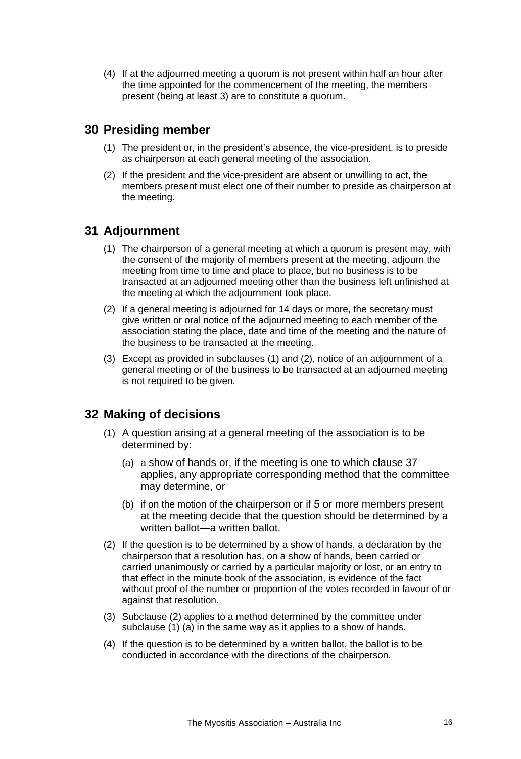(4) If at the adjourned meeting a quorum is not present within half an hour after the time appointed for the commencement of the meeting, the members present (being at least 3) are to constitute a quorum.

## 30 Presiding member

(1) The president or, in the president's absence, the vice-president, is to preside as chairperson at each general meeting of the association.

(2) If the president and the vice-president are absent or unwilling to act, the members present must elect one of their number to preside as chairperson at the meeting.

## 31 Adjournment

(1) The chairperson of a general meeting at which a quorum is present may, with the consent of the majority of members present at the meeting, adjourn the meeting from time to time and place to place, but no business is to be transacted at an adjourned meeting other than the business left unfinished at the meeting at which the adjournment took place.

(2) If a general meeting is adjourned for 14 days or more, the secretary must give written or oral notice of the adjourned meeting to each member of the association stating the place, date and time of the meeting and the nature of the business to be transacted at the meeting.

(3) Except as provided in subclauses (1) and (2), notice of an adjournment of a general meeting or of the business to be transacted at an adjourned meeting is not required to be given.

## 32 Making of decisions

(1) A question arising at a general meeting of the association is to be determined by:

(a) a show of hands or, if the meeting is one to which clause 37 applies, any appropriate corresponding method that the committee may determine, or

(b) if on the motion of the chairperson or if 5 or more members present at the meeting decide that the question should be determined by a written ballot—a written ballot.

(2) If the question is to be determined by a show of hands, a declaration by the chairperson that a resolution has, on a show of hands, been carried or carried unanimously or carried by a particular majority or lost, or an entry to that effect in the minute book of the association, is evidence of the fact without proof of the number or proportion of the votes recorded in favour of or against that resolution.

(3) Subclause (2) applies to a method determined by the committee under subclause (1) (a) in the same way as it applies to a show of hands.

(4) If the question is to be determined by a written ballot, the ballot is to be conducted in accordance with the directions of the chairperson.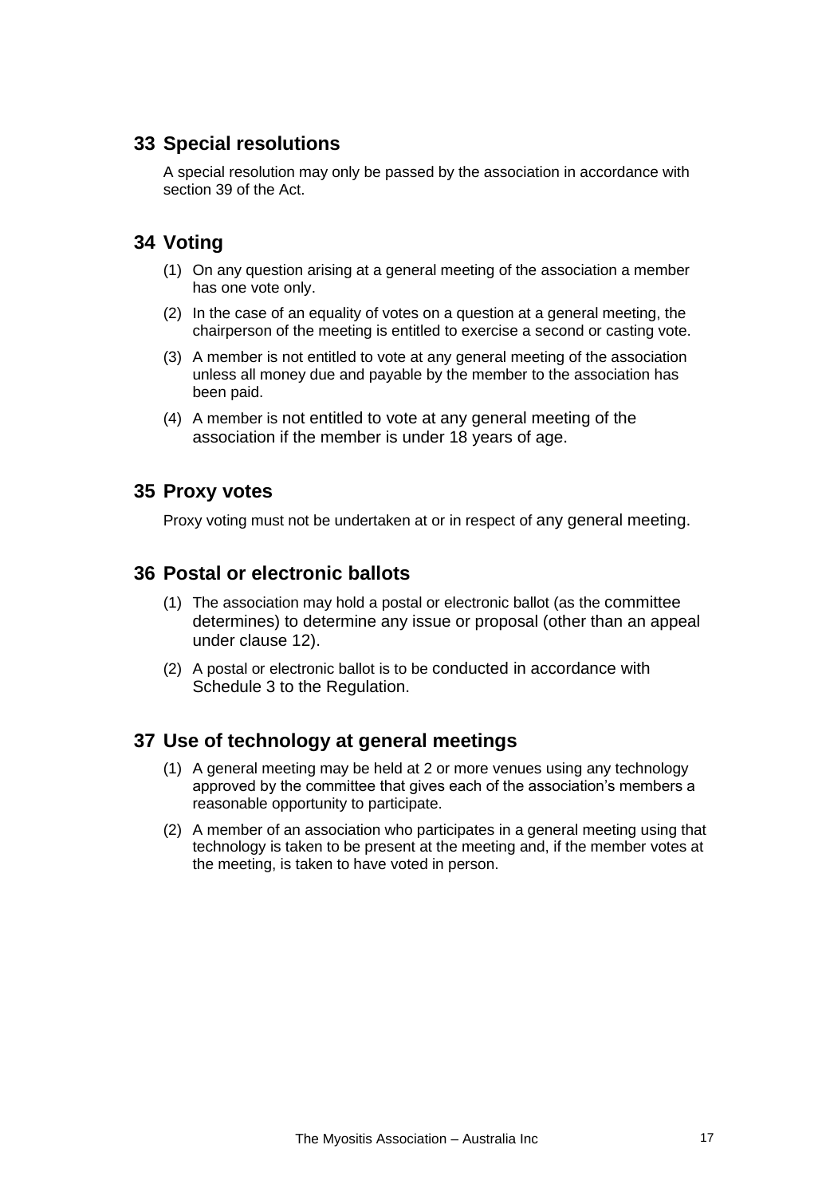## 33 Special resolutions

A special resolution may only be passed by the association in accordance with section 39 of the Act.

## 34 Voting

(1) On any question arising at a general meeting of the association a member has one vote only.

(2) In the case of an equality of votes on a question at a general meeting, the chairperson of the meeting is entitled to exercise a second or casting vote.

(3) A member is not entitled to vote at any general meeting of the association unless all money due and payable by the member to the association has been paid.

(4) A member is not entitled to vote at any general meeting of the association if the member is under 18 years of age.

## 35 Proxy votes

Proxy voting must not be undertaken at or in respect of any general meeting.

## 36 Postal or electronic ballots

(1) The association may hold a postal or electronic ballot (as the committee determines) to determine any issue or proposal (other than an appeal under clause 12).

(2) A postal or electronic ballot is to be conducted in accordance with Schedule 3 to the Regulation.

## 37 Use of technology at general meetings

(1) A general meeting may be held at 2 or more venues using any technology approved by the committee that gives each of the association's members a reasonable opportunity to participate.

(2) A member of an association who participates in a general meeting using that technology is taken to be present at the meeting and, if the member votes at the meeting, is taken to have voted in person.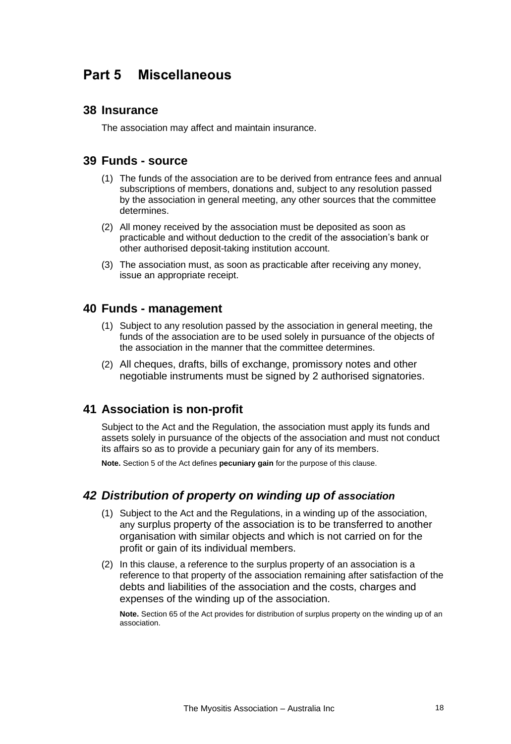# Part 5 Miscellaneous

## 38 Insurance

The association may affect and maintain insurance.

## 39 Funds - source

(1) The funds of the association are to be derived from entrance fees and annual subscriptions of members, donations and, subject to any resolution passed by the association in general meeting, any other sources that the committee determines.

(2) All money received by the association must be deposited as soon as practicable and without deduction to the credit of the association's bank or other authorised deposit-taking institution account.

(3) The association must, as soon as practicable after receiving any money, issue an appropriate receipt.

## 40 Funds - management

(1) Subject to any resolution passed by the association in general meeting, the funds of the association are to be used solely in pursuance of the objects of the association in the manner that the committee determines.

(2) All cheques, drafts, bills of exchange, promissory notes and other negotiable instruments must be signed by 2 authorised signatories.

## 41 Association is non-profit

Subject to the Act and the Regulation, the association must apply its funds and assets solely in pursuance of the objects of the association and must not conduct its affairs so as to provide a pecuniary gain for any of its members.

**Note.** Section 5 of the Act defines **pecuniary gain** for the purpose of this clause.

## *42 Distribution of property on winding up of association*

(1) Subject to the Act and the Regulations, in a winding up of the association, any surplus property of the association is to be transferred to another organisation with similar objects and which is not carried on for the profit or gain of its individual members.

(2) In this clause, a reference to the surplus property of an association is a reference to that property of the association remaining after satisfaction of the debts and liabilities of the association and the costs, charges and expenses of the winding up of the association.

**Note.** Section 65 of the Act provides for distribution of surplus property on the winding up of an association.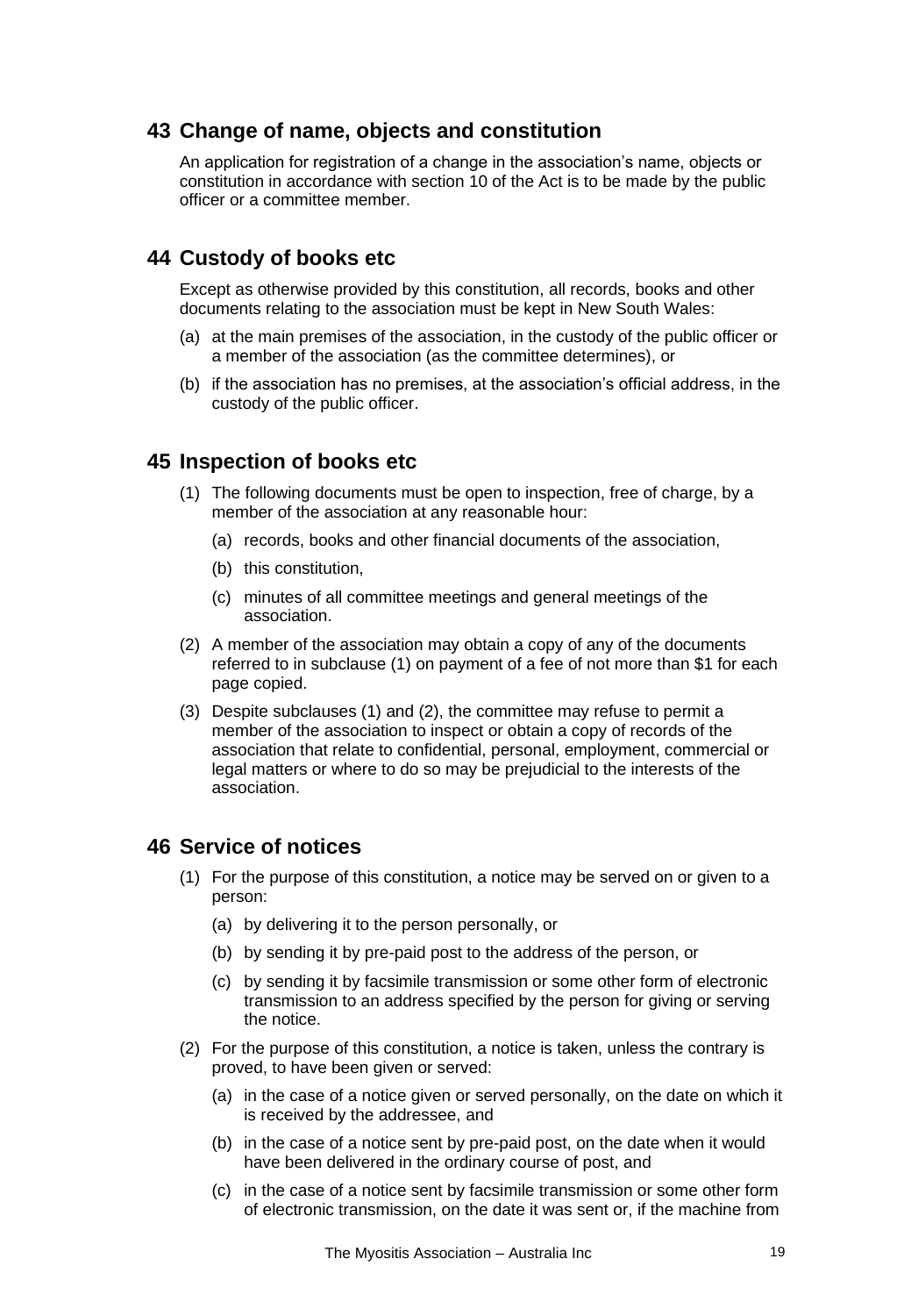## 43 Change of name, objects and constitution

An application for registration of a change in the association's name, objects or constitution in accordance with section 10 of the Act is to be made by the public officer or a committee member.

## 44 Custody of books etc

Except as otherwise provided by this constitution, all records, books and other documents relating to the association must be kept in New South Wales:

(a) at the main premises of the association, in the custody of the public officer or a member of the association (as the committee determines), or

(b) if the association has no premises, at the association's official address, in the custody of the public officer.

## 45 Inspection of books etc

(1) The following documents must be open to inspection, free of charge, by a member of the association at any reasonable hour:

(a) records, books and other financial documents of the association,

(b) this constitution,

(c) minutes of all committee meetings and general meetings of the association.

(2) A member of the association may obtain a copy of any of the documents referred to in subclause (1) on payment of a fee of not more than $1 for each page copied.

(3) Despite subclauses (1) and (2), the committee may refuse to permit a member of the association to inspect or obtain a copy of records of the association that relate to confidential, personal, employment, commercial or legal matters or where to do so may be prejudicial to the interests of the association.

## 46 Service of notices

(1) For the purpose of this constitution, a notice may be served on or given to a person:

(a) by delivering it to the person personally, or

(b) by sending it by pre-paid post to the address of the person, or

(c) by sending it by facsimile transmission or some other form of electronic transmission to an address specified by the person for giving or serving the notice.

(2) For the purpose of this constitution, a notice is taken, unless the contrary is proved, to have been given or served:

(a) in the case of a notice given or served personally, on the date on which it is received by the addressee, and

(b) in the case of a notice sent by pre-paid post, on the date when it would have been delivered in the ordinary course of post, and

(c) in the case of a notice sent by facsimile transmission or some other form of electronic transmission, on the date it was sent or, if the machine from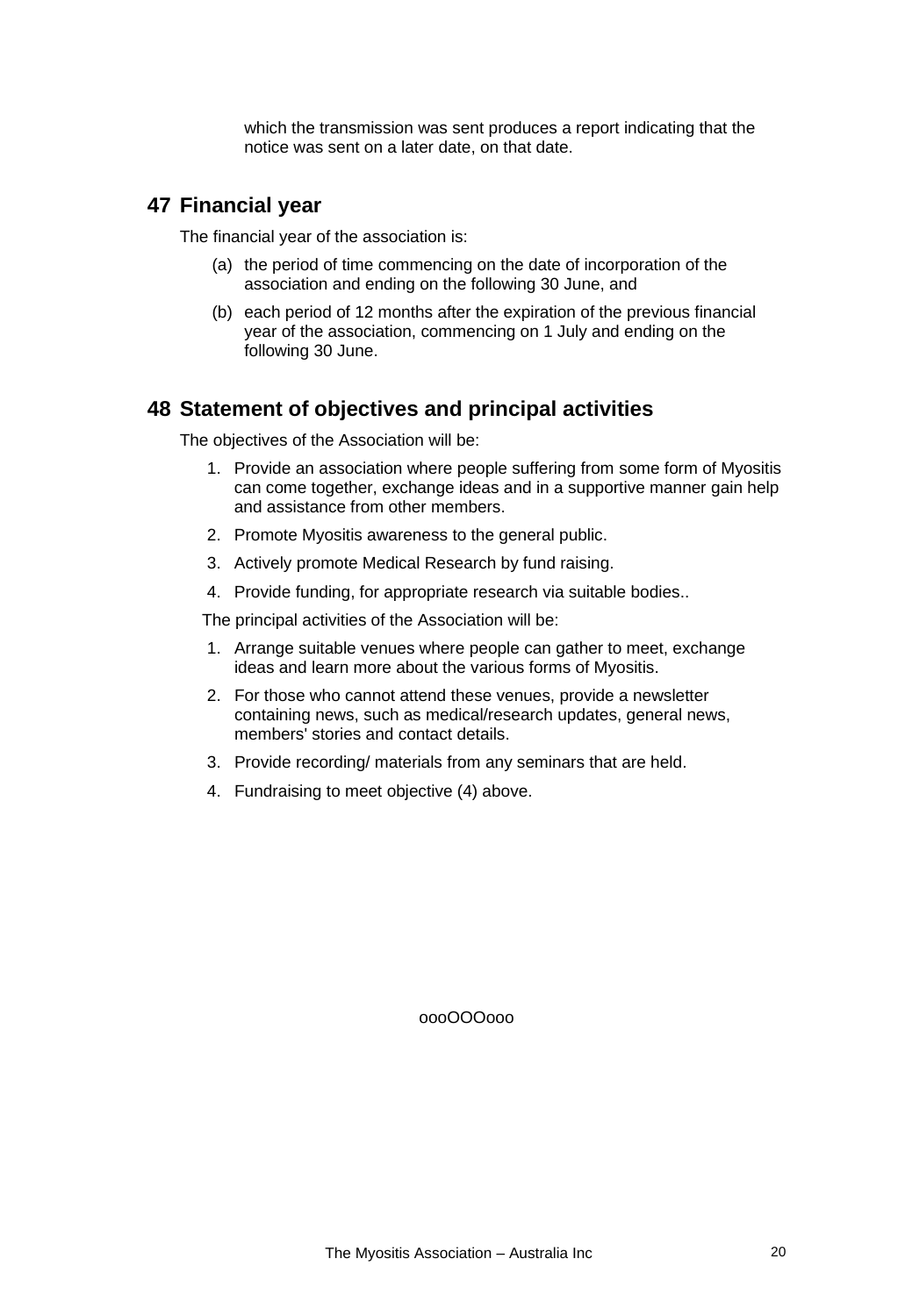which the transmission was sent produces a report indicating that the notice was sent on a later date, on that date.

## 47 Financial year

The financial year of the association is:

(a) the period of time commencing on the date of incorporation of the association and ending on the following 30 June, and

(b) each period of 12 months after the expiration of the previous financial year of the association, commencing on 1 July and ending on the following 30 June.

## 48 Statement of objectives and principal activities

The objectives of the Association will be:

1. Provide an association where people suffering from some form of Myositis can come together, exchange ideas and in a supportive manner gain help and assistance from other members.
2. Promote Myositis awareness to the general public.
3. Actively promote Medical Research by fund raising.
4. Provide funding, for appropriate research via suitable bodies..

The principal activities of the Association will be:

1. Arrange suitable venues where people can gather to meet, exchange ideas and learn more about the various forms of Myositis.
2. For those who cannot attend these venues, provide a newsletter containing news, such as medical/research updates, general news, members' stories and contact details.
3. Provide recording/ materials from any seminars that are held.
4. Fundraising to meet objective (4) above.

oooOOOooo